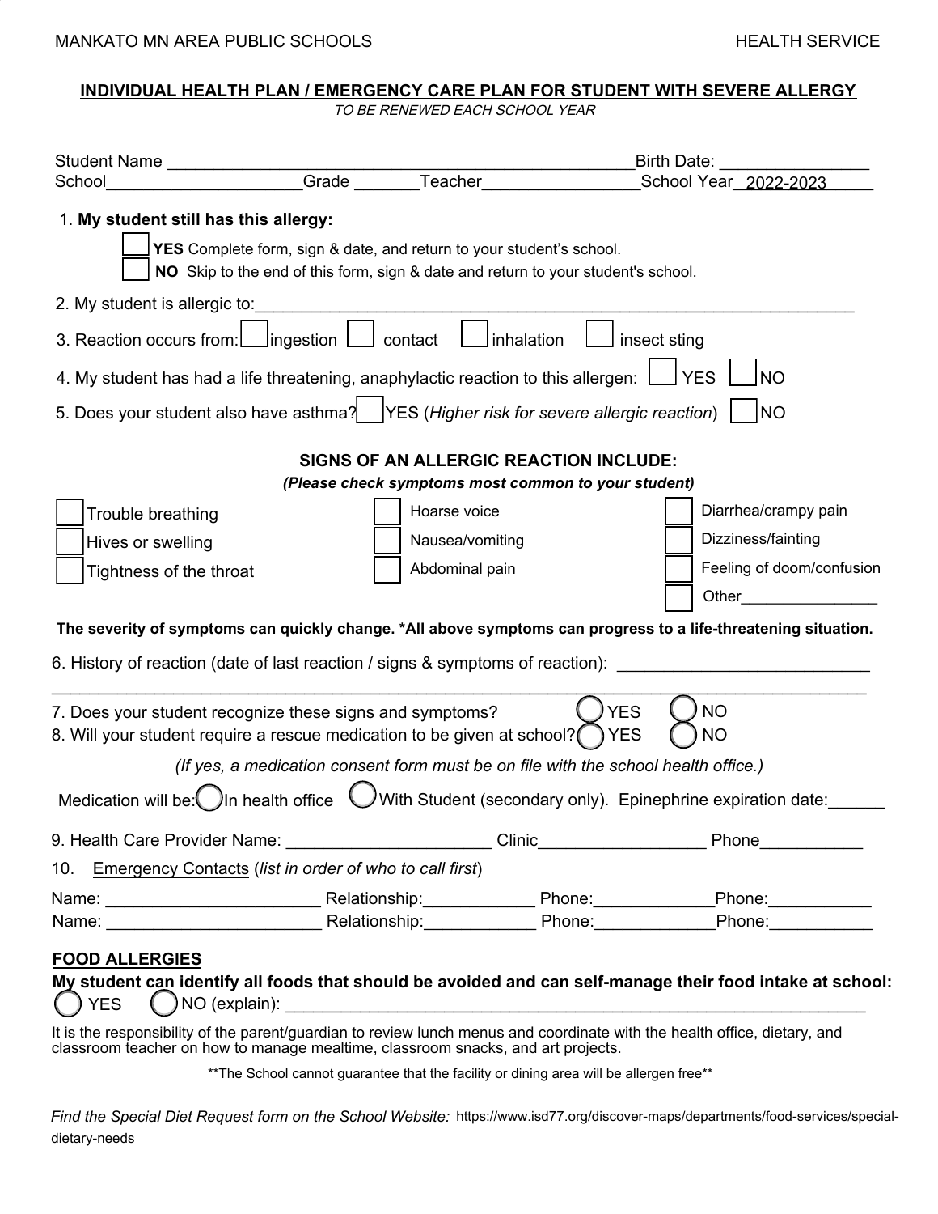MANKATO MN AREA PUBLIC SCHOOLS HEALTH SERVICE

## INDIVIDUAL HEALTH PLAN / EMERGENCY CARE PLAN FOR STUDENT WITH SEVERE ALLERGY

*TO BE RENEWED EACH SCHOOL YEAR*

Student Name ______________________________________________ Birth Date: ______________
School____________________ Grade _______ Teacher________________ School Year 2022-2023

1. **My student still has this allergy:**
   - ☐ **YES** Complete form, sign & date, and return to your student's school.
   - ☐ **NO** Skip to the end of this form, sign & date and return to your student's school.

2. My student is allergic to:_______________________________________________________________

3. Reaction occurs from: ☐ ingestion ☐ contact ☐ inhalation ☐ insect sting

4. My student has had a life threatening, anaphylactic reaction to this allergen: ☐ YES ☐ NO

5. Does your student also have asthma? ☐ YES (*Higher risk for severe allergic reaction*) ☐ NO

### SIGNS OF AN ALLERGIC REACTION INCLUDE:

***(Please check symptoms most common to your student)***

| | | |
|---|---|---|
| ☐ Trouble breathing | ☐ Hoarse voice | ☐ Diarrhea/crampy pain |
| ☐ Hives or swelling | ☐ Nausea/vomiting | ☐ Dizziness/fainting |
| ☐ Tightness of the throat | ☐ Abdominal pain | ☐ Feeling of doom/confusion |
| | | ☐ Other_______________ |

**The severity of symptoms can quickly change. *All above symptoms can progress to a life-threatening situation.**

6. History of reaction (date of last reaction / signs & symptoms of reaction): ___________________________
___________________________________________________________________________________

7. Does your student recognize these signs and symptoms? ◯ YES ◯ NO

8. Will your student require a rescue medication to be given at school? ◯ YES ◯ NO

*(If yes, a medication consent form must be on file with the school health office.)*

Medication will be: ◯ In health office ◯ With Student (secondary only). Epinephrine expiration date:______

9. Health Care Provider Name: _____________________ Clinic_________________ Phone__________

10. <u>Emergency Contacts</u> (*list in order of who to call first*)

Name: ______________________ Relationship:___________ Phone:____________ Phone:__________
Name: ______________________ Relationship:___________ Phone:____________ Phone:__________

### <u>FOOD ALLERGIES</u>

**My student can identify all foods that should be avoided and can self-manage their food intake at school:**
◯ YES ◯ NO (explain): ________________________________________________________________

It is the responsibility of the parent/guardian to review lunch menus and coordinate with the health office, dietary, and classroom teacher on how to manage mealtime, classroom snacks, and art projects.

**The School cannot guarantee that the facility or dining area will be allergen free**

*Find the Special Diet Request form on the School Website:* https://www.isd77.org/discover-maps/departments/food-services/special-dietary-needs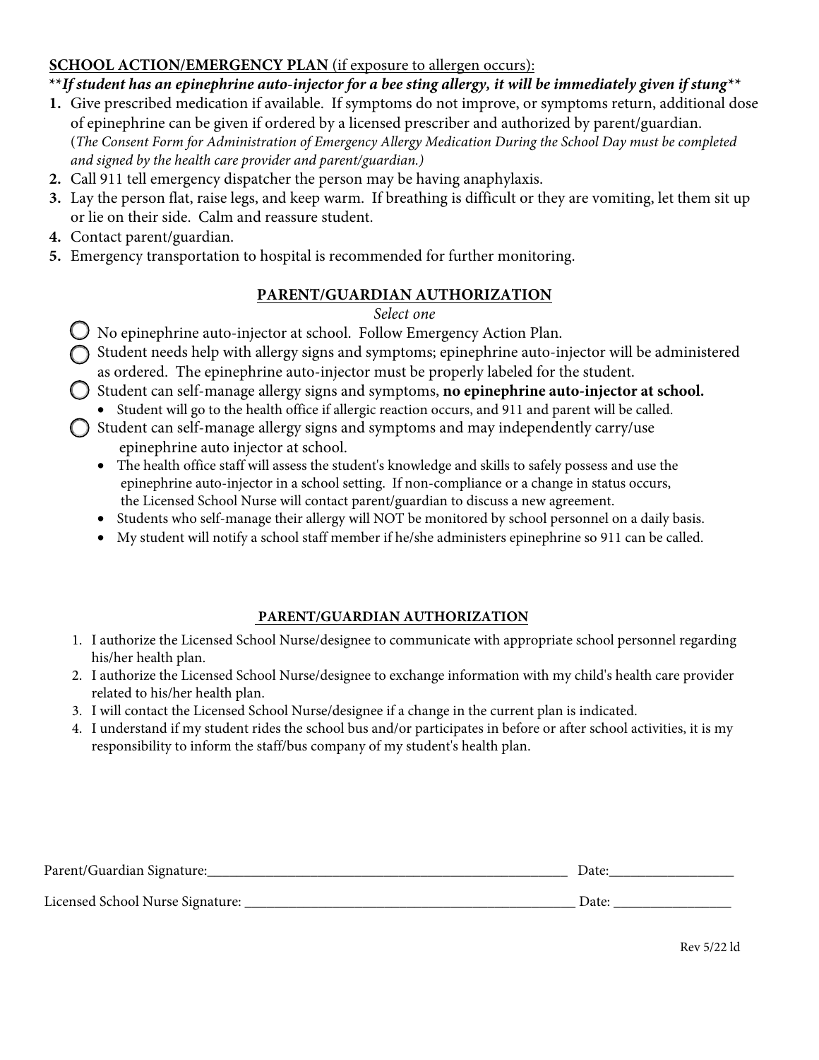**<u>SCHOOL ACTION/EMERGENCY PLAN</u>** <u>(if exposure to allergen occurs):</u>

***\*If student has an epinephrine auto-injector for a bee sting allergy, it will be immediately given if stung\*\****

1. Give prescribed medication if available. If symptoms do not improve, or symptoms return, additional dose of epinephrine can be given if ordered by a licensed prescriber and authorized by parent/guardian. (*The Consent Form for Administration of Emergency Allergy Medication During the School Day must be completed and signed by the health care provider and parent/guardian.)*
2. Call 911 tell emergency dispatcher the person may be having anaphylaxis.
3. Lay the person flat, raise legs, and keep warm. If breathing is difficult or they are vomiting, let them sit up or lie on their side. Calm and reassure student.
4. Contact parent/guardian.
5. Emergency transportation to hospital is recommended for further monitoring.

## PARENT/GUARDIAN AUTHORIZATION

*Select one*

- ◯ No epinephrine auto-injector at school. Follow Emergency Action Plan.
- ◯ Student needs help with allergy signs and symptoms; epinephrine auto-injector will be administered as ordered. The epinephrine auto-injector must be properly labeled for the student.
- ◯ Student can self-manage allergy signs and symptoms, **no epinephrine auto-injector at school.**
  - Student will go to the health office if allergic reaction occurs, and 911 and parent will be called.
- ◯ Student can self-manage allergy signs and symptoms and may independently carry/use epinephrine auto injector at school.
  - The health office staff will assess the student's knowledge and skills to safely possess and use the epinephrine auto-injector in a school setting. If non-compliance or a change in status occurs, the Licensed School Nurse will contact parent/guardian to discuss a new agreement.
  - Students who self-manage their allergy will NOT be monitored by school personnel on a daily basis.
  - My student will notify a school staff member if he/she administers epinephrine so 911 can be called.

## PARENT/GUARDIAN AUTHORIZATION

1. I authorize the Licensed School Nurse/designee to communicate with appropriate school personnel regarding his/her health plan.
2. I authorize the Licensed School Nurse/designee to exchange information with my child's health care provider related to his/her health plan.
3. I will contact the Licensed School Nurse/designee if a change in the current plan is indicated.
4. I understand if my student rides the school bus and/or participates in before or after school activities, it is my responsibility to inform the staff/bus company of my student's health plan.

Parent/Guardian Signature:\_\_\_\_\_\_\_\_\_\_\_\_\_\_\_\_\_\_\_\_\_\_\_\_\_\_\_\_\_\_\_\_\_\_\_\_\_\_\_\_\_\_\_\_\_\_\_\_ Date:\_\_\_\_\_\_\_\_\_\_\_\_\_\_\_\_

Licensed School Nurse Signature: \_\_\_\_\_\_\_\_\_\_\_\_\_\_\_\_\_\_\_\_\_\_\_\_\_\_\_\_\_\_\_\_\_\_\_\_\_\_\_\_\_\_\_\_ Date: \_\_\_\_\_\_\_\_\_\_\_\_\_\_\_\_

Rev 5/22 ld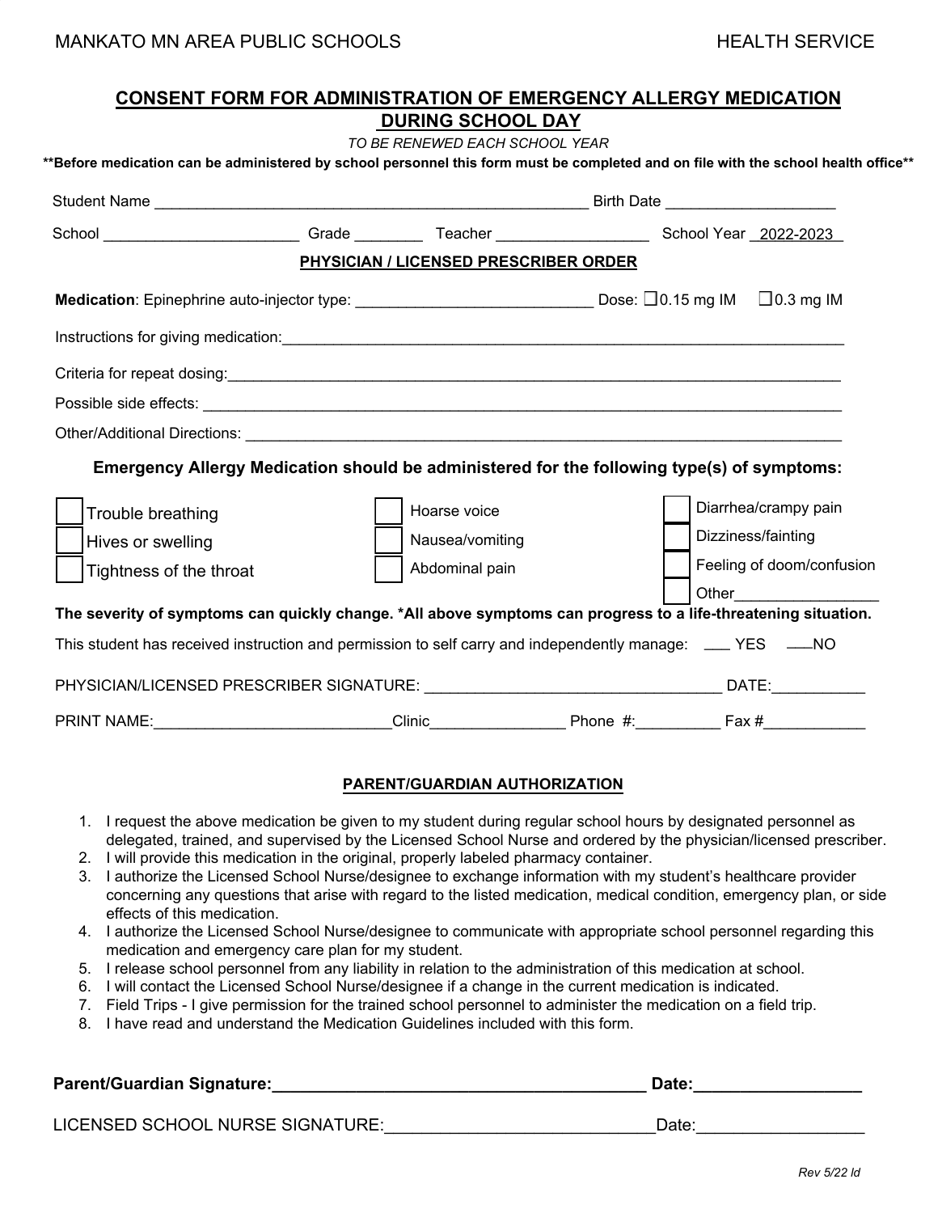MANKATO MN AREA PUBLIC SCHOOLS HEALTH SERVICE

## CONSENT FORM FOR ADMINISTRATION OF EMERGENCY ALLERGY MEDICATION DURING SCHOOL DAY

*TO BE RENEWED EACH SCHOOL YEAR*

**Before medication can be administered by school personnel this form must be completed and on file with the school health office**

Student Name ______________________________________________ Birth Date ____________________

School _______________________ Grade ________ Teacher __________________ School Year 2022-2023

### PHYSICIAN / LICENSED PRESCRIBER ORDER

**Medication**: Epinephrine auto-injector type: ___________________________ Dose: ☐ 0.15 mg IM ☐ 0.3 mg IM

Instructions for giving medication: ____________________________________________________________

Criteria for repeat dosing: ____________________________________________________________

Possible side effects: ____________________________________________________________

Other/Additional Directions: ____________________________________________________________

**Emergency Allergy Medication should be administered for the following type(s) of symptoms:**

- ☐ Trouble breathing
- ☐ Hives or swelling
- ☐ Tightness of the throat
- ☐ Hoarse voice
- ☐ Nausea/vomiting
- ☐ Abdominal pain
- ☐ Diarrhea/crampy pain
- ☐ Dizziness/fainting
- ☐ Feeling of doom/confusion
- ☐ Other________________

**The severity of symptoms can quickly change. *All above symptoms can progress to a life-threatening situation.**

This student has received instruction and permission to self carry and independently manage: ___ YES ___NO

PHYSICIAN/LICENSED PRESCRIBER SIGNATURE: ___________________________________ DATE:___________

PRINT NAME:____________________________Clinic________________ Phone #:__________ Fax #____________

### PARENT/GUARDIAN AUTHORIZATION

1. I request the above medication be given to my student during regular school hours by designated personnel as delegated, trained, and supervised by the Licensed School Nurse and ordered by the physician/licensed prescriber.
2. I will provide this medication in the original, properly labeled pharmacy container.
3. I authorize the Licensed School Nurse/designee to exchange information with my student's healthcare provider concerning any questions that arise with regard to the listed medication, medical condition, emergency plan, or side effects of this medication.
4. I authorize the Licensed School Nurse/designee to communicate with appropriate school personnel regarding this medication and emergency care plan for my student.
5. I release school personnel from any liability in relation to the administration of this medication at school.
6. I will contact the Licensed School Nurse/designee if a change in the current medication is indicated.
7. Field Trips - I give permission for the trained school personnel to administer the medication on a field trip.
8. I have read and understand the Medication Guidelines included with this form.

**Parent/Guardian Signature:_________________________________________ Date:__________________**

LICENSED SCHOOL NURSE SIGNATURE:_____________________________Date:__________________

*Rev 5/22 ld*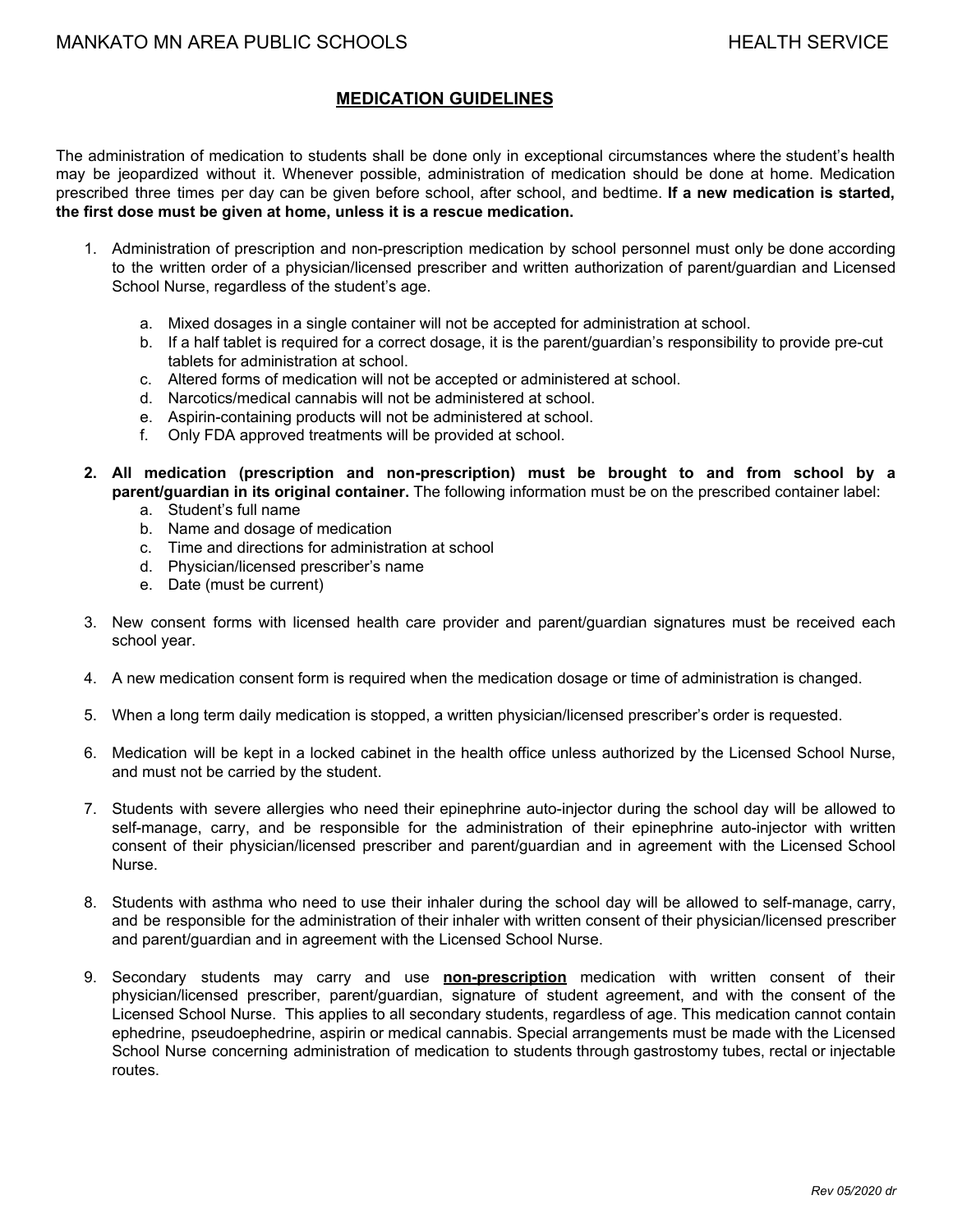# MEDICATION GUIDELINES

The administration of medication to students shall be done only in exceptional circumstances where the student's health may be jeopardized without it. Whenever possible, administration of medication should be done at home. Medication prescribed three times per day can be given before school, after school, and bedtime. **If a new medication is started, the first dose must be given at home, unless it is a rescue medication.**

1. Administration of prescription and non-prescription medication by school personnel must only be done according to the written order of a physician/licensed prescriber and written authorization of parent/guardian and Licensed School Nurse, regardless of the student's age.

    a. Mixed dosages in a single container will not be accepted for administration at school.
    b. If a half tablet is required for a correct dosage, it is the parent/guardian's responsibility to provide pre-cut tablets for administration at school.
    c. Altered forms of medication will not be accepted or administered at school.
    d. Narcotics/medical cannabis will not be administered at school.
    e. Aspirin-containing products will not be administered at school.
    f. Only FDA approved treatments will be provided at school.

2. **All medication (prescription and non-prescription) must be brought to and from school by a parent/guardian in its original container.** The following information must be on the prescribed container label:
    a. Student's full name
    b. Name and dosage of medication
    c. Time and directions for administration at school
    d. Physician/licensed prescriber's name
    e. Date (must be current)

3. New consent forms with licensed health care provider and parent/guardian signatures must be received each school year.

4. A new medication consent form is required when the medication dosage or time of administration is changed.

5. When a long term daily medication is stopped, a written physician/licensed prescriber's order is requested.

6. Medication will be kept in a locked cabinet in the health office unless authorized by the Licensed School Nurse, and must not be carried by the student.

7. Students with severe allergies who need their epinephrine auto-injector during the school day will be allowed to self-manage, carry, and be responsible for the administration of their epinephrine auto-injector with written consent of their physician/licensed prescriber and parent/guardian and in agreement with the Licensed School Nurse.

8. Students with asthma who need to use their inhaler during the school day will be allowed to self-manage, carry, and be responsible for the administration of their inhaler with written consent of their physician/licensed prescriber and parent/guardian and in agreement with the Licensed School Nurse.

9. Secondary students may carry and use **non-prescription** medication with written consent of their physician/licensed prescriber, parent/guardian, signature of student agreement, and with the consent of the Licensed School Nurse. This applies to all secondary students, regardless of age. This medication cannot contain ephedrine, pseudoephedrine, aspirin or medical cannabis. Special arrangements must be made with the Licensed School Nurse concerning administration of medication to students through gastrostomy tubes, rectal or injectable routes.

*Rev 05/2020 dr*